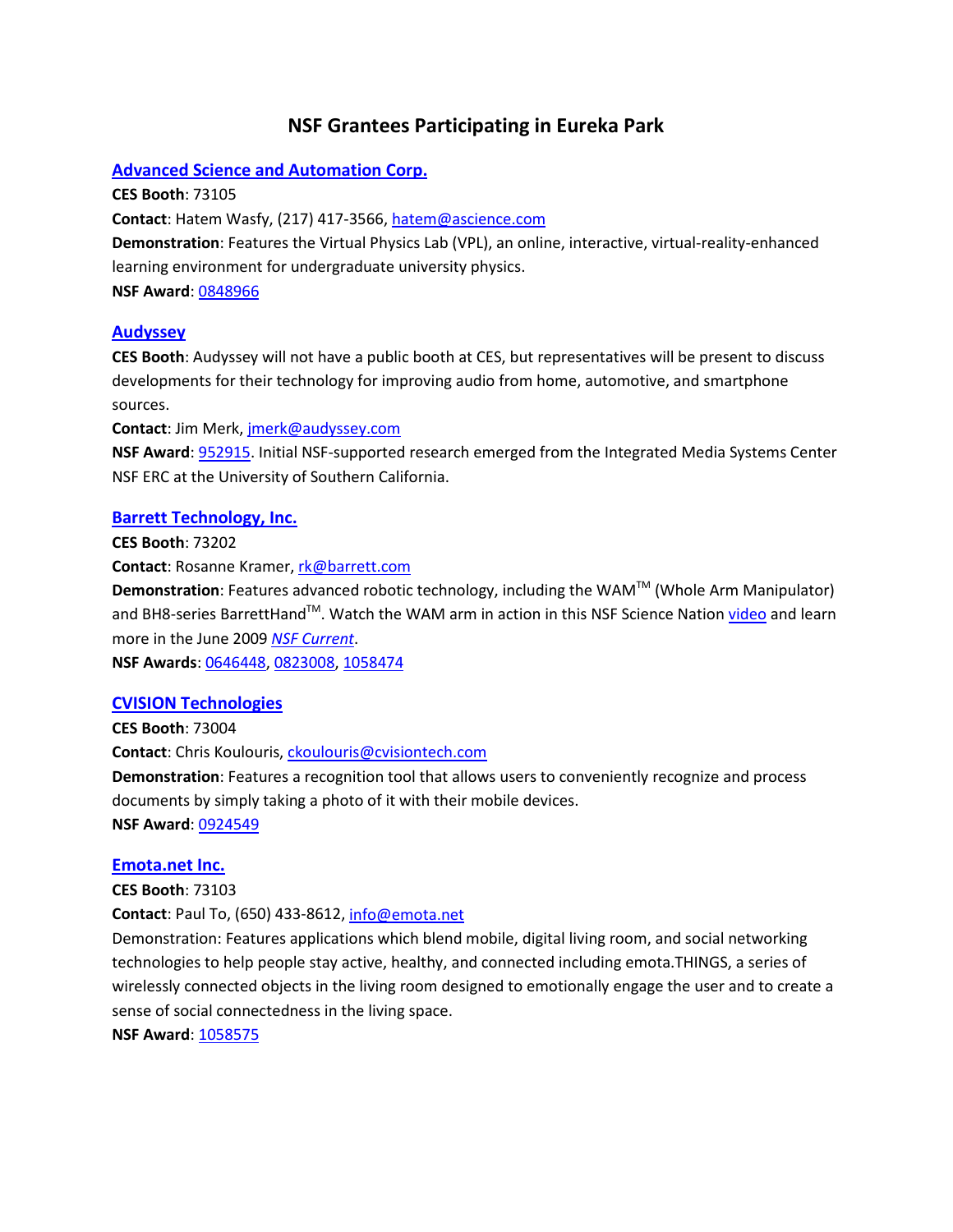# NSF Grantees Participating in Eureka Park

## Advanced Science and Automation Corp.

**CES Booth**: 73105

**Contact**: Hatem Wasfy, (217) 417-3566, hatem@ascience.com

**Demonstration**: Features the Virtual Physics Lab (VPL), an online, interactive, virtual-reality-enhanced learning environment for undergraduate university physics.

**NSF Award**: 0848966

## Audyssey

**CES Booth**: Audyssey will not have a public booth at CES, but representatives will be present to discuss developments for their technology for improving audio from home, automotive, and smartphone sources.

**Contact**: Jim Merk, jmerk@audyssey.com

**NSF Award**: 952915. Initial NSF-supported research emerged from the Integrated Media Systems Center NSF ERC at the University of Southern California.

## Barrett Technology, Inc.

**CES Booth**: 73202

**Contact**: Rosanne Kramer, rk@barrett.com

**Demonstration**: Features advanced robotic technology, including the WAM™ (Whole Arm Manipulator) and BH8-series BarrettHand™. Watch the WAM arm in action in this NSF Science Nation video and learn more in the June 2009 *NSF Current*.

**NSF Awards**: 0646448, 0823008, 1058474

## CVISION Technologies

**CES Booth**: 73004

**Contact**: Chris Koulouris, ckoulouris@cvisiontech.com

**Demonstration**: Features a recognition tool that allows users to conveniently recognize and process documents by simply taking a photo of it with their mobile devices.

**NSF Award**: 0924549

## Emota.net Inc.

**CES Booth**: 73103

**Contact**: Paul To, (650) 433-8612, info@emota.net

Demonstration: Features applications which blend mobile, digital living room, and social networking technologies to help people stay active, healthy, and connected including emota.THINGS, a series of wirelessly connected objects in the living room designed to emotionally engage the user and to create a sense of social connectedness in the living space.

**NSF Award**: 1058575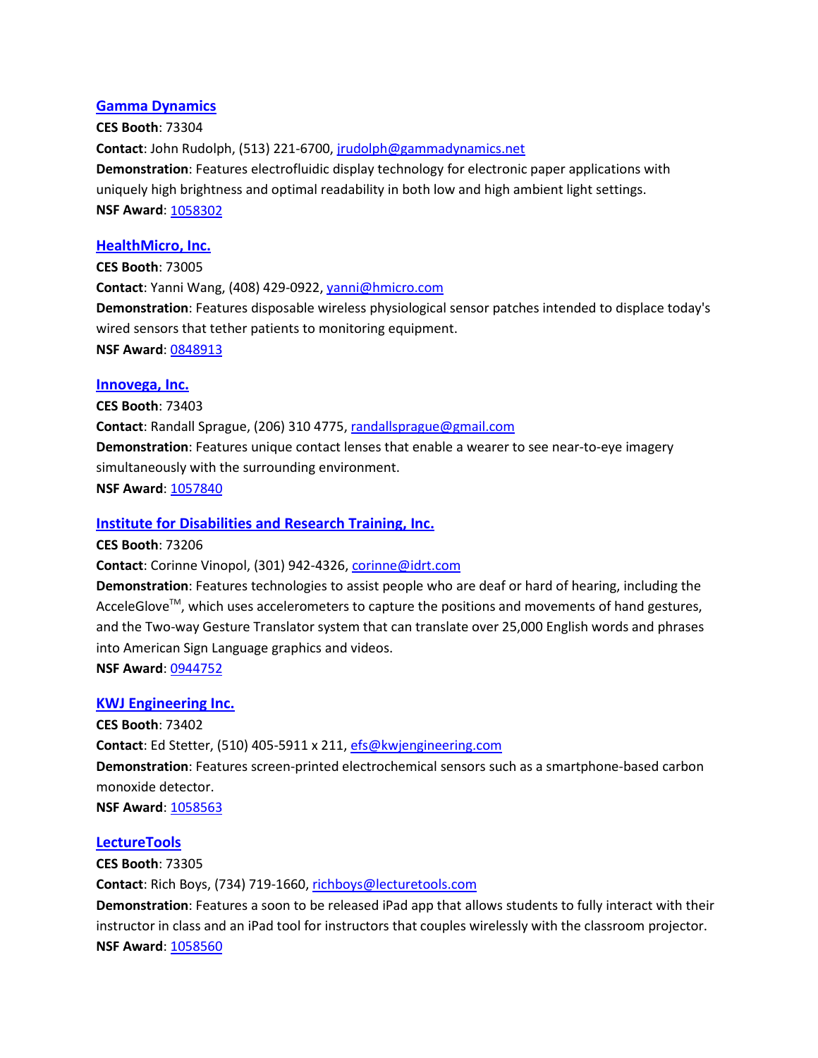### [Gamma Dynamics]

**CES Booth**: 73304

**Contact**: John Rudolph, (513) 221-6700, jrudolph@gammadynamics.net

**Demonstration**: Features electrofluidic display technology for electronic paper applications with uniquely high brightness and optimal readability in both low and high ambient light settings.

**NSF Award**: 1058302

### [HealthMicro, Inc.]

**CES Booth**: 73005

**Contact**: Yanni Wang, (408) 429-0922, yanni@hmicro.com

**Demonstration**: Features disposable wireless physiological sensor patches intended to displace today's wired sensors that tether patients to monitoring equipment.

**NSF Award**: 0848913

### [Innovega, Inc.]

**CES Booth**: 73403

**Contact**: Randall Sprague, (206) 310 4775, randallsprague@gmail.com

**Demonstration**: Features unique contact lenses that enable a wearer to see near-to-eye imagery simultaneously with the surrounding environment.

**NSF Award**: 1057840

### [Institute for Disabilities and Research Training, Inc.]

**CES Booth**: 73206

**Contact**: Corinne Vinopol, (301) 942-4326, corinne@idrt.com

**Demonstration**: Features technologies to assist people who are deaf or hard of hearing, including the AcceleGlove™, which uses accelerometers to capture the positions and movements of hand gestures, and the Two-way Gesture Translator system that can translate over 25,000 English words and phrases into American Sign Language graphics and videos.

**NSF Award**: 0944752

### [KWJ Engineering Inc.]

**CES Booth**: 73402

**Contact**: Ed Stetter, (510) 405-5911 x 211, efs@kwjengineering.com

**Demonstration**: Features screen-printed electrochemical sensors such as a smartphone-based carbon monoxide detector.

**NSF Award**: 1058563

### [LectureTools]

**CES Booth**: 73305

**Contact**: Rich Boys, (734) 719-1660, richboys@lecturetools.com

**Demonstration**: Features a soon to be released iPad app that allows students to fully interact with their instructor in class and an iPad tool for instructors that couples wirelessly with the classroom projector.

**NSF Award**: 1058560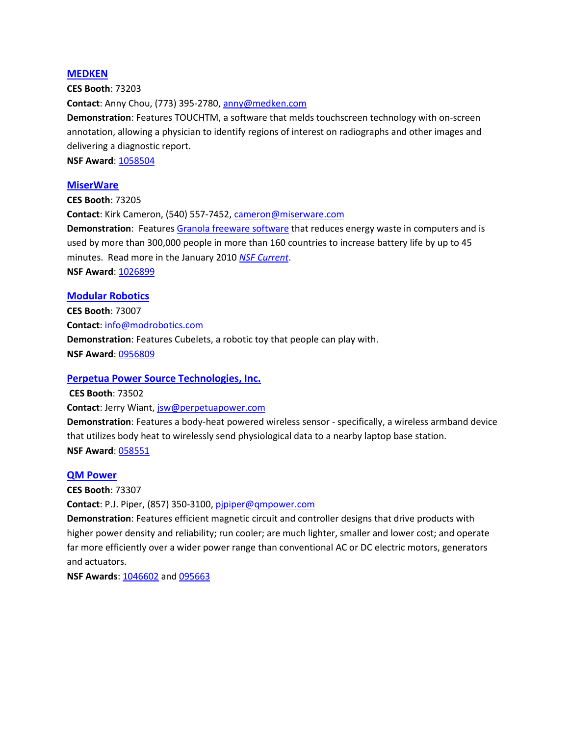### MEDKEN

**CES Booth**: 73203

**Contact**: Anny Chou, (773) 395-2780, anny@medken.com

**Demonstration**: Features TOUCHTM, a software that melds touchscreen technology with on-screen annotation, allowing a physician to identify regions of interest on radiographs and other images and delivering a diagnostic report.

**NSF Award**: 1058504

### MiserWare

**CES Booth**: 73205

**Contact**: Kirk Cameron, (540) 557-7452, cameron@miserware.com

**Demonstration**: Features Granola freeware software that reduces energy waste in computers and is used by more than 300,000 people in more than 160 countries to increase battery life by up to 45 minutes. Read more in the January 2010 *NSF Current*.

**NSF Award**: 1026899

### Modular Robotics

**CES Booth**: 73007

**Contact**: info@modrobotics.com

**Demonstration**: Features Cubelets, a robotic toy that people can play with.

**NSF Award**: 0956809

### Perpetua Power Source Technologies, Inc.

**CES Booth**: 73502

**Contact**: Jerry Wiant, jsw@perpetuapower.com

**Demonstration**: Features a body-heat powered wireless sensor - specifically, a wireless armband device that utilizes body heat to wirelessly send physiological data to a nearby laptop base station.

**NSF Award**: 058551

### QM Power

**CES Booth**: 73307

**Contact**: P.J. Piper, (857) 350-3100, pjpiper@qmpower.com

**Demonstration**: Features efficient magnetic circuit and controller designs that drive products with higher power density and reliability; run cooler; are much lighter, smaller and lower cost; and operate far more efficiently over a wider power range than conventional AC or DC electric motors, generators and actuators.

**NSF Awards**: 1046602 and 095663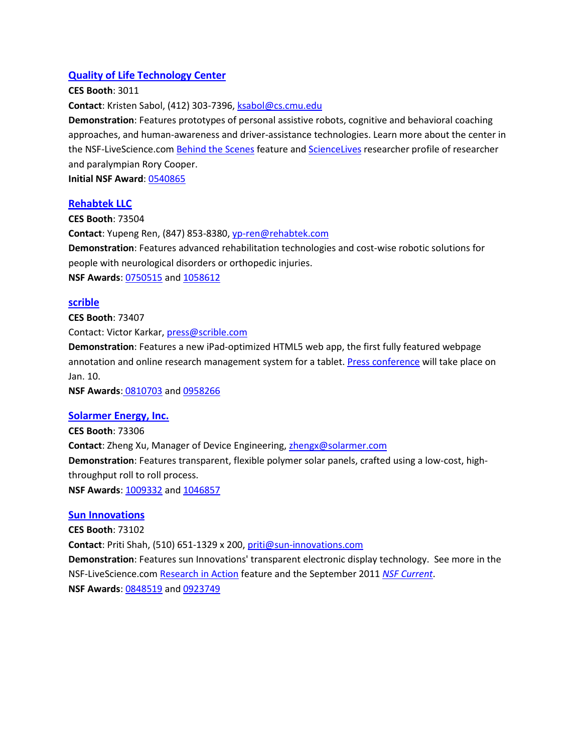### Quality of Life Technology Center

**CES Booth**: 3011

**Contact**: Kristen Sabol, (412) 303-7396, ksabol@cs.cmu.edu

**Demonstration**: Features prototypes of personal assistive robots, cognitive and behavioral coaching approaches, and human-awareness and driver-assistance technologies. Learn more about the center in the NSF-LiveScience.com Behind the Scenes feature and ScienceLives researcher profile of researcher and paralympian Rory Cooper.

**Initial NSF Award**: 0540865

### Rehabtek LLC

**CES Booth**: 73504

**Contact**: Yupeng Ren, (847) 853-8380, yp-ren@rehabtek.com

**Demonstration**: Features advanced rehabilitation technologies and cost-wise robotic solutions for people with neurological disorders or orthopedic injuries.

**NSF Awards**: 0750515 and 1058612

### scrible

**CES Booth**: 73407

Contact: Victor Karkar, press@scrible.com

**Demonstration**: Features a new iPad-optimized HTML5 web app, the first fully featured webpage annotation and online research management system for a tablet. Press conference will take place on Jan. 10.

**NSF Awards**: 0810703 and 0958266

### Solarmer Energy, Inc.

**CES Booth**: 73306

**Contact**: Zheng Xu, Manager of Device Engineering, zhengx@solarmer.com

**Demonstration**: Features transparent, flexible polymer solar panels, crafted using a low-cost, high-throughput roll to roll process.

**NSF Awards**: 1009332 and 1046857

### Sun Innovations

**CES Booth**: 73102

**Contact**: Priti Shah, (510) 651-1329 x 200, priti@sun-innovations.com

**Demonstration**: Features sun Innovations' transparent electronic display technology. See more in the NSF-LiveScience.com Research in Action feature and the September 2011 *NSF Current*.

**NSF Awards**: 0848519 and 0923749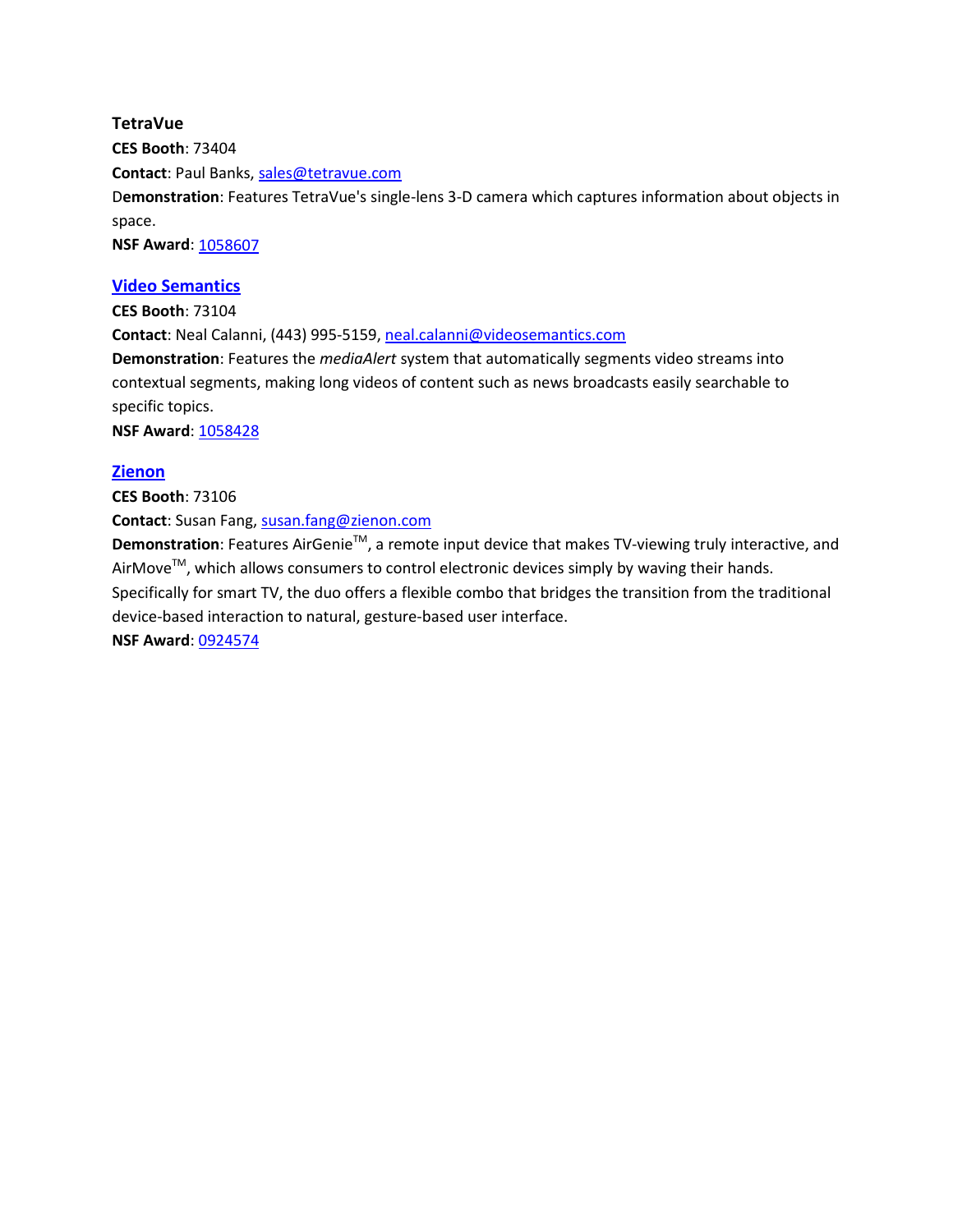**TetraVue**

**CES Booth**: 73404

**Contact**: Paul Banks, sales@tetravue.com

D**emonstration**: Features TetraVue's single-lens 3-D camera which captures information about objects in space.

**NSF Award**: 1058607

**Video Semantics**

**CES Booth**: 73104

**Contact**: Neal Calanni, (443) 995-5159, neal.calanni@videosemantics.com

**Demonstration**: Features the *mediaAlert* system that automatically segments video streams into contextual segments, making long videos of content such as news broadcasts easily searchable to specific topics.

**NSF Award**: 1058428

**Zienon**

**CES Booth**: 73106

**Contact**: Susan Fang, susan.fang@zienon.com

**Demonstration**: Features AirGenie™, a remote input device that makes TV-viewing truly interactive, and AirMove™, which allows consumers to control electronic devices simply by waving their hands. Specifically for smart TV, the duo offers a flexible combo that bridges the transition from the traditional device-based interaction to natural, gesture-based user interface.

**NSF Award**: 0924574